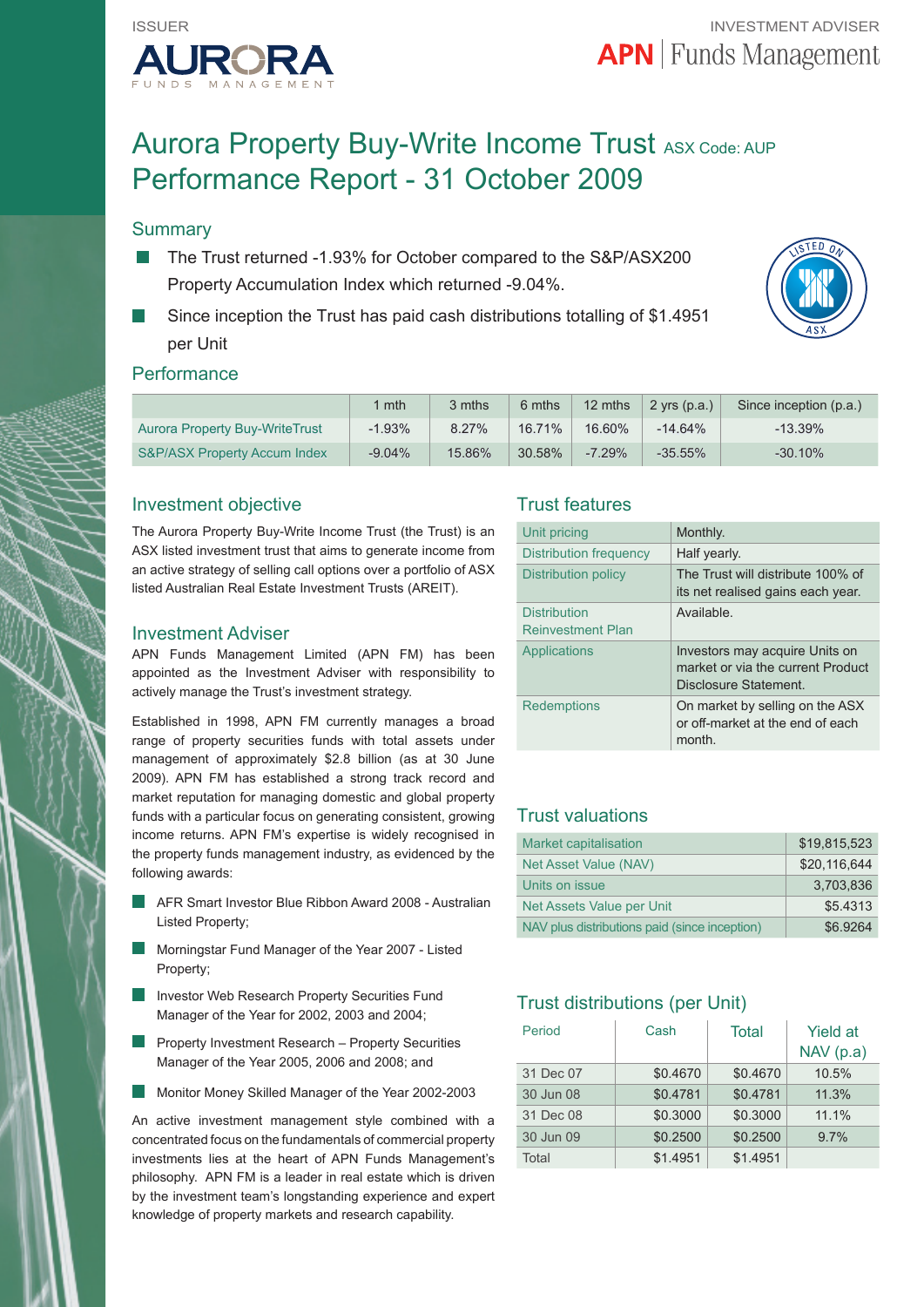ISSUER

AURORA FUNDS MANAGEMENT

INVESTMENT ADVISER

APN | Funds Management

# Aurora Property Buy-Write Income Trust ASX Code: AUP
# Performance Report - 31 October 2009

## Summary

- The Trust returned -1.93% for October compared to the S&P/ASX200 Property Accumulation Index which returned -9.04%.
- Since inception the Trust has paid cash distributions totalling of $1.4951 per Unit

## Performance

| | 1 mth | 3 mths | 6 mths | 12 mths | 2 yrs (p.a.) | Since inception (p.a.) |
|---|---|---|---|---|---|---|
| Aurora Property Buy-WriteTrust | -1.93% | 8.27% | 16.71% | 16.60% | -14.64% | -13.39% |
| S&P/ASX Property Accum Index | -9.04% | 15.86% | 30.58% | -7.29% | -35.55% | -30.10% |

## Investment objective

The Aurora Property Buy-Write Income Trust (the Trust) is an ASX listed investment trust that aims to generate income from an active strategy of selling call options over a portfolio of ASX listed Australian Real Estate Investment Trusts (AREIT).

## Investment Adviser

APN Funds Management Limited (APN FM) has been appointed as the Investment Adviser with responsibility to actively manage the Trust's investment strategy.

Established in 1998, APN FM currently manages a broad range of property securities funds with total assets under management of approximately $2.8 billion (as at 30 June 2009). APN FM has established a strong track record and market reputation for managing domestic and global property funds with a particular focus on generating consistent, growing income returns. APN FM's expertise is widely recognised in the property funds management industry, as evidenced by the following awards:

- AFR Smart Investor Blue Ribbon Award 2008 - Australian Listed Property;
- Morningstar Fund Manager of the Year 2007 - Listed Property;
- Investor Web Research Property Securities Fund Manager of the Year for 2002, 2003 and 2004;
- Property Investment Research – Property Securities Manager of the Year 2005, 2006 and 2008; and
- Monitor Money Skilled Manager of the Year 2002-2003

An active investment management style combined with a concentrated focus on the fundamentals of commercial property investments lies at the heart of APN Funds Management's philosophy. APN FM is a leader in real estate which is driven by the investment team's longstanding experience and expert knowledge of property markets and research capability.

## Trust features

| | |
|---|---|
| Unit pricing | Monthly. |
| Distribution frequency | Half yearly. |
| Distribution policy | The Trust will distribute 100% of its net realised gains each year. |
| Distribution Reinvestment Plan | Available. |
| Applications | Investors may acquire Units on market or via the current Product Disclosure Statement. |
| Redemptions | On market by selling on the ASX or off-market at the end of each month. |

## Trust valuations

| | |
|---|---|
| Market capitalisation | $19,815,523 |
| Net Asset Value (NAV) | $20,116,644 |
| Units on issue | 3,703,836 |
| Net Assets Value per Unit | $5.4313 |
| NAV plus distributions paid (since inception) | $6.9264 |

## Trust distributions (per Unit)

| Period | Cash | Total | Yield at NAV (p.a) |
|---|---|---|---|
| 31 Dec 07 | $0.4670 | $0.4670 | 10.5% |
| 30 Jun 08 | $0.4781 | $0.4781 | 11.3% |
| 31 Dec 08 | $0.3000 | $0.3000 | 11.1% |
| 30 Jun 09 | $0.2500 | $0.2500 | 9.7% |
| Total | $1.4951 | $1.4951 | |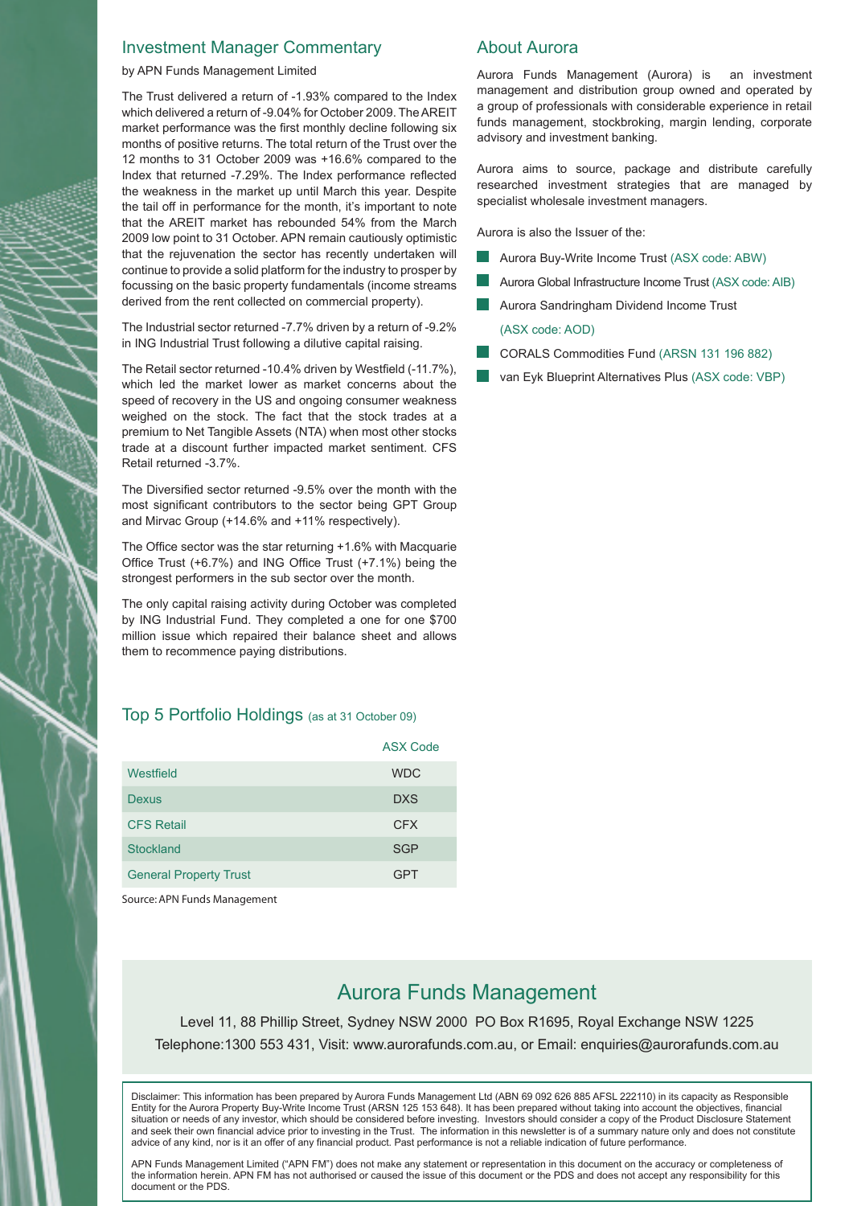## Investment Manager Commentary

by APN Funds Management Limited

The Trust delivered a return of -1.93% compared to the Index which delivered a return of -9.04% for October 2009. The AREIT market performance was the first monthly decline following six months of positive returns. The total return of the Trust over the 12 months to 31 October 2009 was +16.6% compared to the Index that returned -7.29%. The Index performance reflected the weakness in the market up until March this year. Despite the tail off in performance for the month, it's important to note that the AREIT market has rebounded 54% from the March 2009 low point to 31 October. APN remain cautiously optimistic that the rejuvenation the sector has recently undertaken will continue to provide a solid platform for the industry to prosper by focussing on the basic property fundamentals (income streams derived from the rent collected on commercial property).

The Industrial sector returned -7.7% driven by a return of -9.2% in ING Industrial Trust following a dilutive capital raising.

The Retail sector returned -10.4% driven by Westfield (-11.7%), which led the market lower as market concerns about the speed of recovery in the US and ongoing consumer weakness weighed on the stock. The fact that the stock trades at a premium to Net Tangible Assets (NTA) when most other stocks trade at a discount further impacted market sentiment. CFS Retail returned -3.7%.

The Diversified sector returned -9.5% over the month with the most significant contributors to the sector being GPT Group and Mirvac Group (+14.6% and +11% respectively).

The Office sector was the star returning +1.6% with Macquarie Office Trust (+6.7%) and ING Office Trust (+7.1%) being the strongest performers in the sub sector over the month.

The only capital raising activity during October was completed by ING Industrial Fund. They completed a one for one $700 million issue which repaired their balance sheet and allows them to recommence paying distributions.

## Top 5 Portfolio Holdings (as at 31 October 09)

| | ASX Code |
|---|---|
| Westfield | WDC |
| Dexus | DXS |
| CFS Retail | CFX |
| Stockland | SGP |
| General Property Trust | GPT |

Source: APN Funds Management

## About Aurora

Aurora Funds Management (Aurora) is an investment management and distribution group owned and operated by a group of professionals with considerable experience in retail funds management, stockbroking, margin lending, corporate advisory and investment banking.

Aurora aims to source, package and distribute carefully researched investment strategies that are managed by specialist wholesale investment managers.

Aurora is also the Issuer of the:

- Aurora Buy-Write Income Trust (ASX code: ABW)
- Aurora Global Infrastructure Income Trust (ASX code: AIB)
- Aurora Sandringham Dividend Income Trust (ASX code: AOD)
- CORALS Commodities Fund (ARSN 131 196 882)
- van Eyk Blueprint Alternatives Plus (ASX code: VBP)

## Aurora Funds Management

Level 11, 88 Phillip Street, Sydney NSW 2000 PO Box R1695, Royal Exchange NSW 1225

Telephone:1300 553 431, Visit: www.aurorafunds.com.au, or Email: enquiries@aurorafunds.com.au

Disclaimer: This information has been prepared by Aurora Funds Management Ltd (ABN 69 092 626 885 AFSL 222110) in its capacity as Responsible Entity for the Aurora Property Buy-Write Income Trust (ARSN 125 153 648). It has been prepared without taking into account the objectives, financial situation or needs of any investor, which should be considered before investing. Investors should consider a copy of the Product Disclosure Statement and seek their own financial advice prior to investing in the Trust. The information in this newsletter is of a summary nature only and does not constitute advice of any kind, nor is it an offer of any financial product. Past performance is not a reliable indication of future performance.

APN Funds Management Limited ("APN FM") does not make any statement or representation in this document on the accuracy or completeness of the information herein. APN FM has not authorised or caused the issue of this document or the PDS and does not accept any responsibility for this document or the PDS.